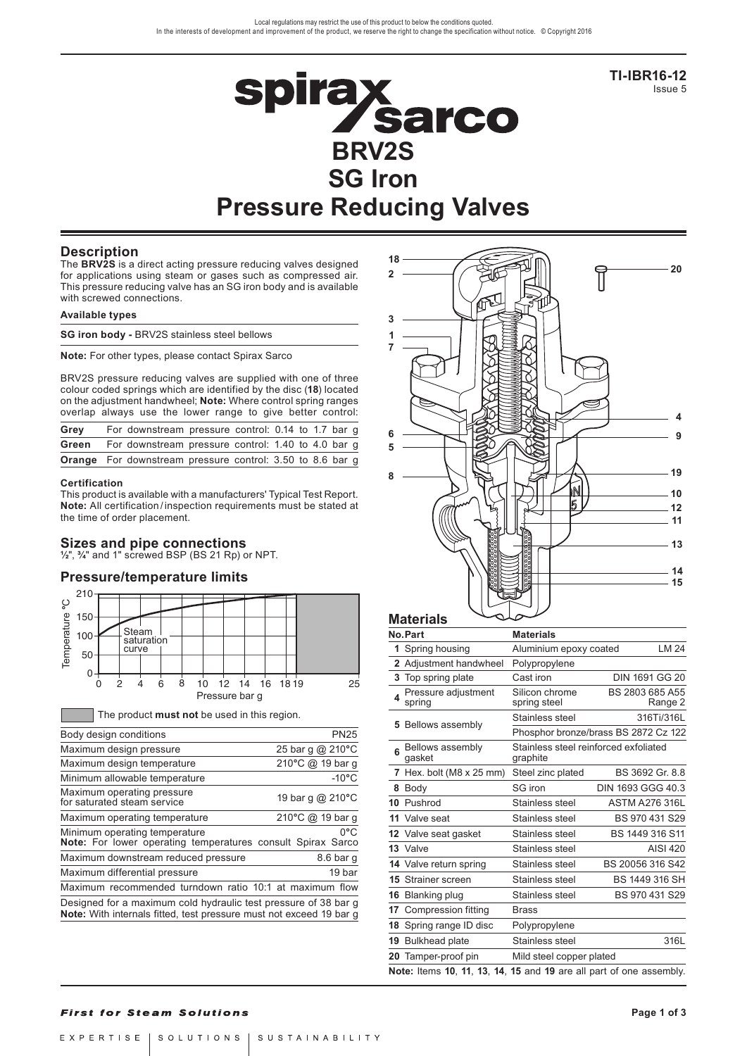Local regulations may restrict the use of this product to below the conditions quoted.
In the interests of development and improvement of the product, we reserve the right to change the specification without notice. © Copyright 2016

**TI-IBR16-12**
Issue 5

# BRV2S SG Iron Pressure Reducing Valves

## Description

The **BRV2S** is a direct acting pressure reducing valves designed for applications using steam or gases such as compressed air. This pressure reducing valve has an SG iron body and is available with screwed connections.

**Available types**

**SG iron body -** BRV2S stainless steel bellows

**Note:** For other types, please contact Spirax Sarco

BRV2S pressure reducing valves are supplied with one of three colour coded springs which are identified by the disc (**18**) located on the adjustment handwheel; **Note:** Where control spring ranges overlap always use the lower range to give better control:

| | |
|---|---|
| **Grey** | For downstream pressure control: 0.14 to 1.7 bar g |
| **Green** | For downstream pressure control: 1.40 to 4.0 bar g |
| **Orange** | For downstream pressure control: 3.50 to 8.6 bar g |

**Certification**

This product is available with a manufacturers' Typical Test Report. **Note:** All certification / inspection requirements must be stated at the time of order placement.

## Sizes and pipe connections

½", ¾" and 1" screwed BSP (BS 21 Rp) or NPT.

## Pressure/temperature limits

The product **must not** be used in this region.

| | |
|---|---|
| Body design conditions | PN25 |
| Maximum design pressure | 25 bar g @ 210°C |
| Maximum design temperature | 210°C @ 19 bar g |
| Minimum allowable temperature | -10°C |
| Maximum operating pressure for saturated steam service | 19 bar g @ 210°C |
| Maximum operating temperature | 210°C @ 19 bar g |
| Minimum operating temperature **Note:** For lower operating temperatures consult Spirax Sarco | 0°C |
| Maximum downstream reduced pressure | 8.6 bar g |
| Maximum differential pressure | 19 bar |
| Maximum recommended turndown ratio 10:1 at maximum flow | |

Designed for a maximum cold hydraulic test pressure of 38 bar g
**Note:** With internals fitted, test pressure must not exceed 19 bar g

## Materials

| No. | Part | Materials | |
|---|---|---|---|
| 1 | Spring housing | Aluminium epoxy coated | LM 24 |
| 2 | Adjustment handwheel | Polypropylene | |
| 3 | Top spring plate | Cast iron | DIN 1691 GG 20 |
| 4 | Pressure adjustment spring | Silicon chrome spring steel | BS 2803 685 A55 Range 2 |
| 5 | Bellows assembly | Stainless steel | 316Ti/316L |
| | | Phosphor bronze/brass | BS 2872 Cz 122 |
| 6 | Bellows assembly gasket | Stainless steel reinforced exfoliated graphite | |
| 7 | Hex. bolt (M8 x 25 mm) | Steel zinc plated | BS 3692 Gr. 8.8 |
| 8 | Body | SG iron | DIN 1693 GGG 40.3 |
| 10 | Pushrod | Stainless steel | ASTM A276 316L |
| 11 | Valve seat | Stainless steel | BS 970 431 S29 |
| 12 | Valve seat gasket | Stainless steel | BS 1449 316 S11 |
| 13 | Valve | Stainless steel | AISI 420 |
| 14 | Valve return spring | Stainless steel | BS 20056 316 S42 |
| 15 | Strainer screen | Stainless steel | BS 1449 316 SH |
| 16 | Blanking plug | Stainless steel | BS 970 431 S29 |
| 17 | Compression fitting | Brass | |
| 18 | Spring range ID disc | Polypropylene | |
| 19 | Bulkhead plate | Stainless steel | 316L |
| 20 | Tamper-proof pin | Mild steel copper plated | |

**Note:** Items **10**, **11**, **13**, **14**, **15** and **19** are all part of one assembly.

*First for Steam Solutions*

EXPERTISE | SOLUTIONS | SUSTAINABILITY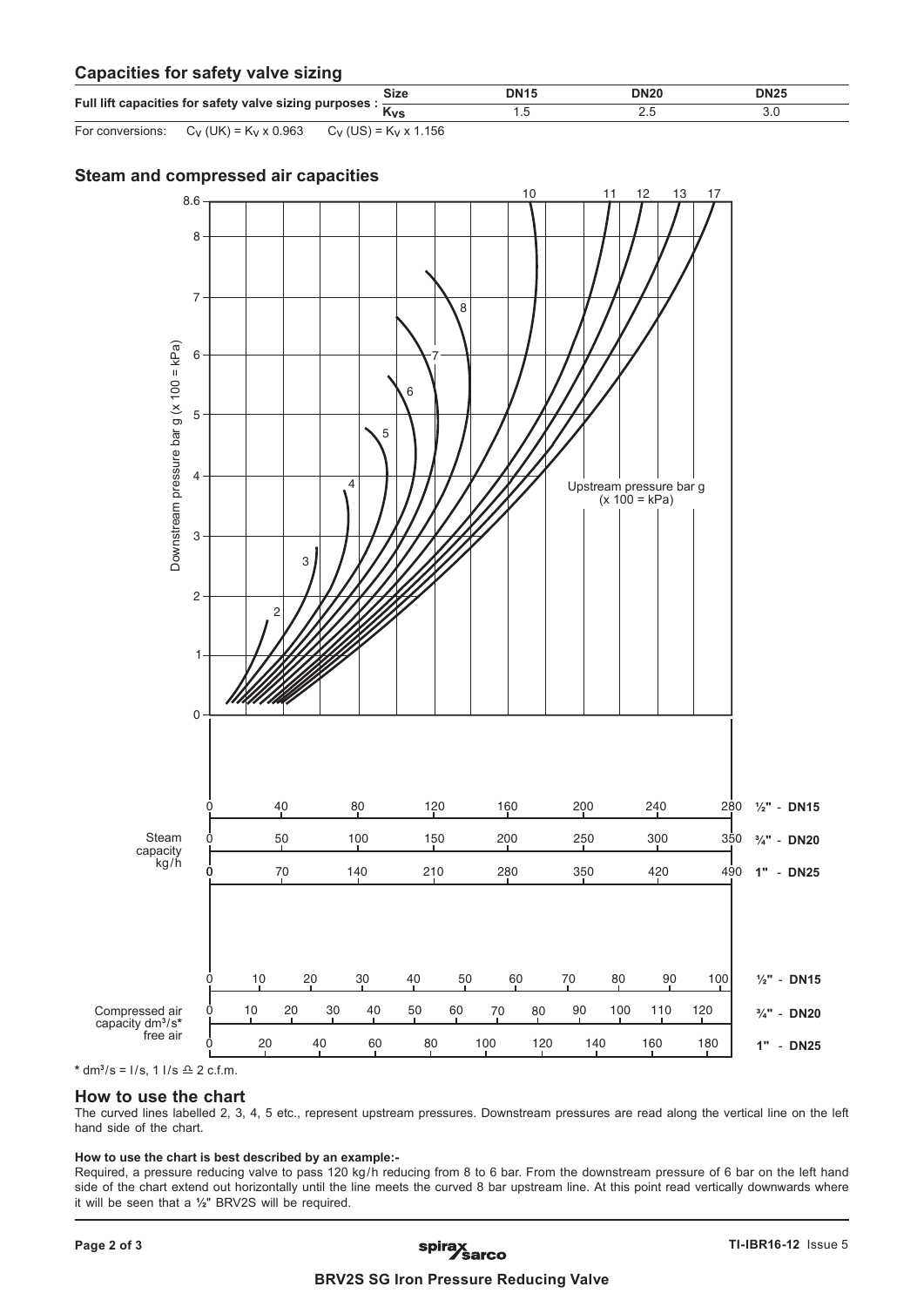## Capacities for safety valve sizing

| Full lift capacities for safety valve sizing purposes : | Size | DN15 | DN20 | DN25 |
|---|---|---|---|---|
| | $K_{VS}$ | 1.5 | 2.5 | 3.0 |

For conversions: $C_V$ (UK) = $K_V$ x 0.963 $C_V$ (US) = $K_V$ x 1.156

## Steam and compressed air capacities

Downstream pressure bar g (x 100 = kPa)

Upstream pressure bar g (x 100 = kPa)

Steam capacity kg/h

| Size | | | | | | | | |
|---|---|---|---|---|---|---|---|---|
| ½" - DN15 | 0 | 40 | 80 | 120 | 160 | 200 | 240 | 280 |
| ¾" - DN20 | 0 | 50 | 100 | 150 | 200 | 250 | 300 | 350 |
| 1" - DN25 | 0 | 70 | 140 | 210 | 280 | 350 | 420 | 490 |

Compressed air capacity dm³/s* free air

| Size | | | | | | | | | | | | | |
|---|---|---|---|---|---|---|---|---|---|---|---|---|---|
| ½" - DN15 | 0 | 10 | 20 | 30 | 40 | 50 | 60 | 70 | 80 | 90 | 100 | | |
| ¾" - DN20 | 0 | 10 | 20 | 30 | 40 | 50 | 60 | 70 | 80 | 90 | 100 | 110 | 120 |
| 1" - DN25 | 0 | 20 | 40 | 60 | 80 | 100 | 120 | 140 | 160 | 180 | | | |

* dm³/s = l/s, 1 l/s ≏ 2 c.f.m.

## How to use the chart

The curved lines labelled 2, 3, 4, 5 etc., represent upstream pressures. Downstream pressures are read along the vertical line on the left hand side of the chart.

**How to use the chart is best described by an example:-**

Required, a pressure reducing valve to pass 120 kg/h reducing from 8 to 6 bar. From the downstream pressure of 6 bar on the left hand side of the chart extend out horizontally until the line meets the curved 8 bar upstream line. At this point read vertically downwards where it will be seen that a ½" BRV2S will be required.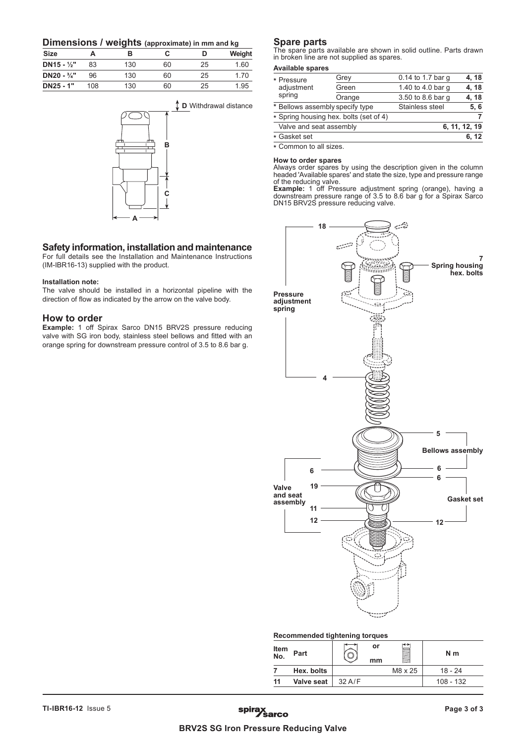## Dimensions / weights (approximate) in mm and kg

| Size | A | B | C | D | Weight |
|---|---|---|---|---|---|
| DN15 - ½" | 83 | 130 | 60 | 25 | 1.60 |
| DN20 - ¾" | 96 | 130 | 60 | 25 | 1.70 |
| DN25 - 1" | 108 | 130 | 60 | 25 | 1.95 |

D Withdrawal distance

B

C

A

## Safety information, installation and maintenance

For full details see the Installation and Maintenance Instructions (IM-IBR16-13) supplied with the product.

**Installation note:**

The valve should be installed in a horizontal pipeline with the direction of flow as indicated by the arrow on the valve body.

## How to order

**Example:** 1 off Spirax Sarco DN15 BRV2S pressure reducing valve with SG iron body, stainless steel bellows and fitted with an orange spring for downstream pressure control of 3.5 to 8.6 bar g.

## Spare parts

The spare parts available are shown in solid outline. Parts drawn in broken line are not supplied as spares.

**Available spares**

| | | | |
|---|---|---|---|
| * Pressure adjustment spring | Grey | 0.14 to 1.7 bar g | 4, 18 |
| | Green | 1.40 to 4.0 bar g | 4, 18 |
| | Orange | 3.50 to 8.6 bar g | 4, 18 |
| * Bellows assembly specify type | | Stainless steel | 5, 6 |
| * Spring housing hex. bolts (set of 4) | | | 7 |
| Valve and seat assembly | | | 6, 11, 12, 19 |
| * Gasket set | | | 6, 12 |

* Common to all sizes.

**How to order spares**

Always order spares by using the description given in the column headed 'Available spares' and state the size, type and pressure range of the reducing valve.

**Example:** 1 off Pressure adjustment spring (orange), having a downstream pressure range of 3.5 to 8.6 bar g for a Spirax Sarco DN15 BRV2S pressure reducing valve.

18

7 Spring housing hex. bolts

Pressure adjustment spring

4

5 Bellows assembly

6

6

6

Valve and seat assembly

19

11

12

Gasket set

12

**Recommended tightening torques**

| Item No. | Part | or mm | | N m |
|---|---|---|---|---|
| 7 | Hex. bolts | | M8 x 25 | 18 - 24 |
| 11 | Valve seat | 32 A/F | | 108 - 132 |

BRV2S SG Iron Pressure Reducing Valve